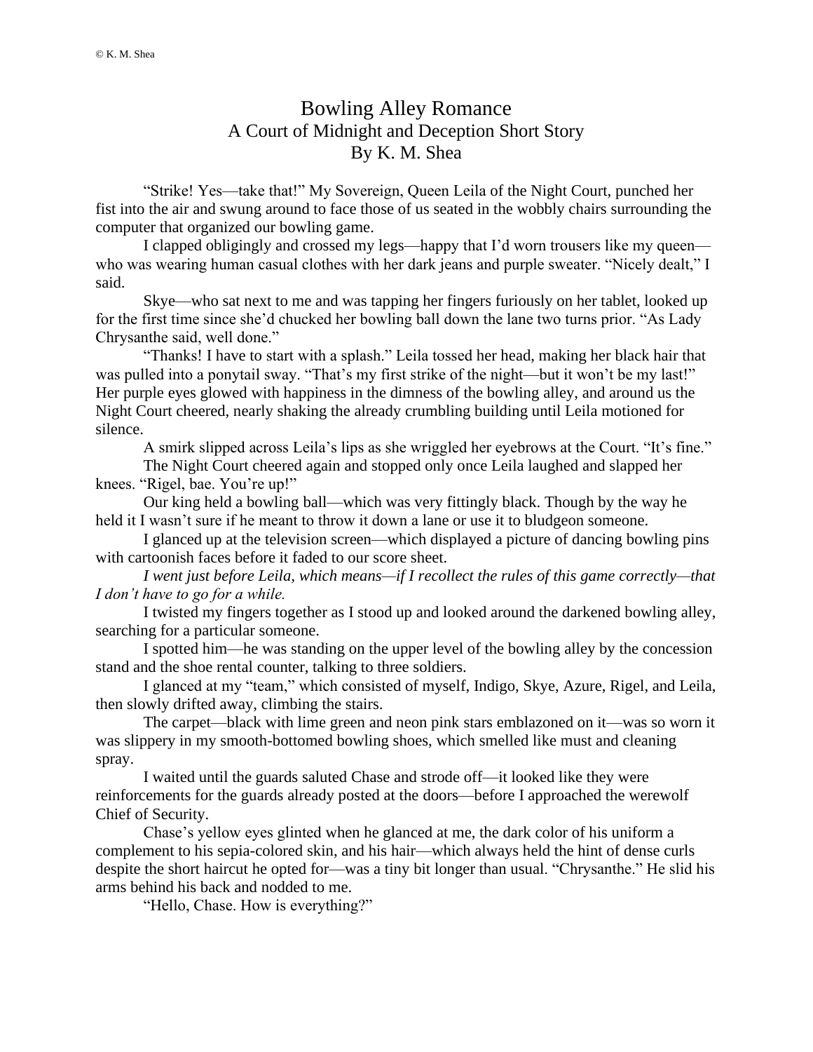© K. M. Shea

# Bowling Alley Romance
## A Court of Midnight and Deception Short Story
## By K. M. Shea

"Strike! Yes—take that!" My Sovereign, Queen Leila of the Night Court, punched her fist into the air and swung around to face those of us seated in the wobbly chairs surrounding the computer that organized our bowling game.

I clapped obligingly and crossed my legs—happy that I'd worn trousers like my queen—who was wearing human casual clothes with her dark jeans and purple sweater. "Nicely dealt," I said.

Skye—who sat next to me and was tapping her fingers furiously on her tablet, looked up for the first time since she'd chucked her bowling ball down the lane two turns prior. "As Lady Chrysanthe said, well done."

"Thanks! I have to start with a splash." Leila tossed her head, making her black hair that was pulled into a ponytail sway. "That's my first strike of the night—but it won't be my last!" Her purple eyes glowed with happiness in the dimness of the bowling alley, and around us the Night Court cheered, nearly shaking the already crumbling building until Leila motioned for silence.

A smirk slipped across Leila's lips as she wriggled her eyebrows at the Court. "It's fine."

The Night Court cheered again and stopped only once Leila laughed and slapped her knees. "Rigel, bae. You're up!"

Our king held a bowling ball—which was very fittingly black. Though by the way he held it I wasn't sure if he meant to throw it down a lane or use it to bludgeon someone.

I glanced up at the television screen—which displayed a picture of dancing bowling pins with cartoonish faces before it faded to our score sheet.

*I went just before Leila, which means—if I recollect the rules of this game correctly—that I don't have to go for a while.*

I twisted my fingers together as I stood up and looked around the darkened bowling alley, searching for a particular someone.

I spotted him—he was standing on the upper level of the bowling alley by the concession stand and the shoe rental counter, talking to three soldiers.

I glanced at my "team," which consisted of myself, Indigo, Skye, Azure, Rigel, and Leila, then slowly drifted away, climbing the stairs.

The carpet—black with lime green and neon pink stars emblazoned on it—was so worn it was slippery in my smooth-bottomed bowling shoes, which smelled like must and cleaning spray.

I waited until the guards saluted Chase and strode off—it looked like they were reinforcements for the guards already posted at the doors—before I approached the werewolf Chief of Security.

Chase's yellow eyes glinted when he glanced at me, the dark color of his uniform a complement to his sepia-colored skin, and his hair—which always held the hint of dense curls despite the short haircut he opted for—was a tiny bit longer than usual. "Chrysanthe." He slid his arms behind his back and nodded to me.

"Hello, Chase. How is everything?"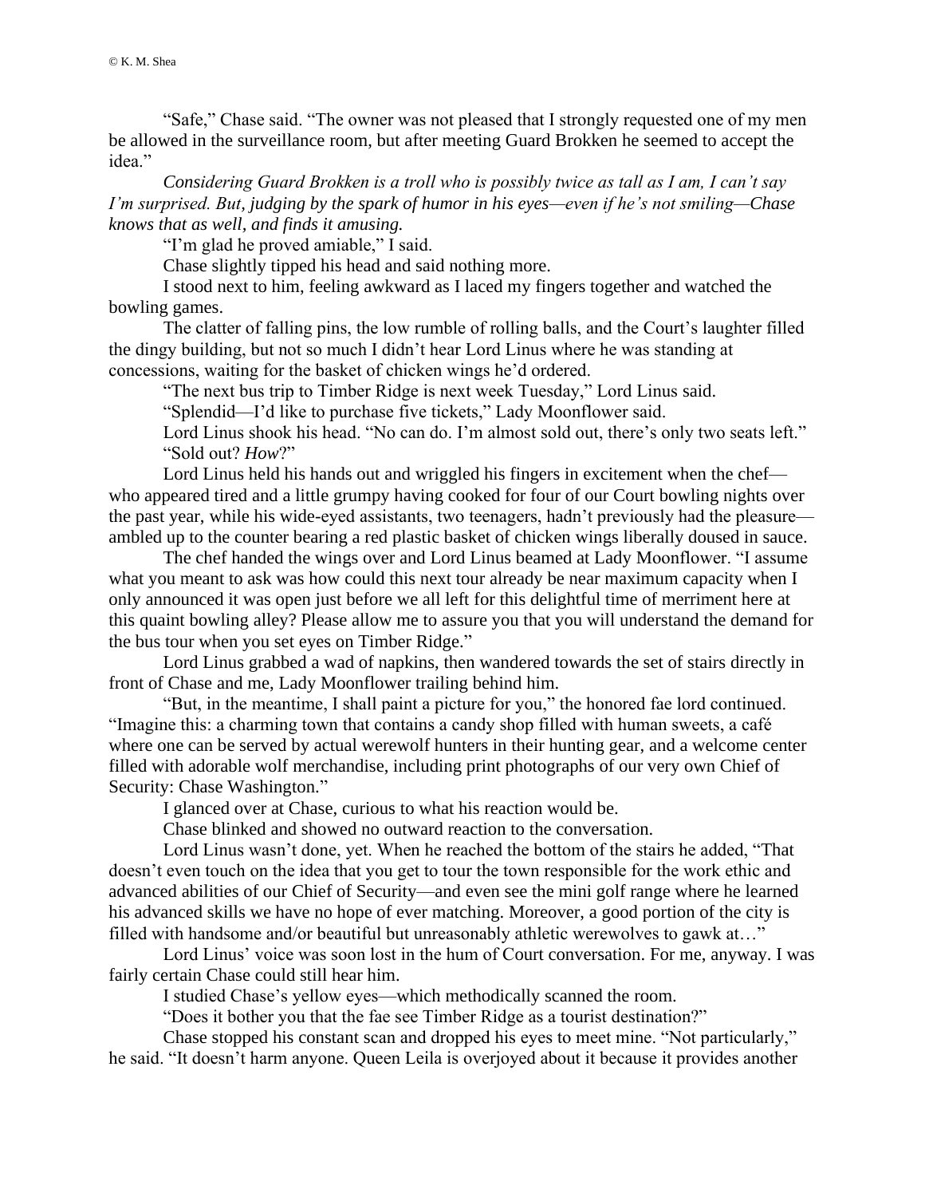"Safe," Chase said. "The owner was not pleased that I strongly requested one of my men be allowed in the surveillance room, but after meeting Guard Brokken he seemed to accept the idea."

*Considering Guard Brokken is a troll who is possibly twice as tall as I am, I can't say I'm surprised. But, judging by the spark of humor in his eyes—even if he's not smiling—Chase knows that as well, and finds it amusing.*

"I'm glad he proved amiable," I said.

Chase slightly tipped his head and said nothing more.

I stood next to him, feeling awkward as I laced my fingers together and watched the bowling games.

The clatter of falling pins, the low rumble of rolling balls, and the Court's laughter filled the dingy building, but not so much I didn't hear Lord Linus where he was standing at concessions, waiting for the basket of chicken wings he'd ordered.

"The next bus trip to Timber Ridge is next week Tuesday," Lord Linus said.

"Splendid—I'd like to purchase five tickets," Lady Moonflower said.

Lord Linus shook his head. "No can do. I'm almost sold out, there's only two seats left."

"Sold out? *How*?"

Lord Linus held his hands out and wriggled his fingers in excitement when the chef—who appeared tired and a little grumpy having cooked for four of our Court bowling nights over the past year, while his wide-eyed assistants, two teenagers, hadn't previously had the pleasure—ambled up to the counter bearing a red plastic basket of chicken wings liberally doused in sauce.

The chef handed the wings over and Lord Linus beamed at Lady Moonflower. "I assume what you meant to ask was how could this next tour already be near maximum capacity when I only announced it was open just before we all left for this delightful time of merriment here at this quaint bowling alley? Please allow me to assure you that you will understand the demand for the bus tour when you set eyes on Timber Ridge."

Lord Linus grabbed a wad of napkins, then wandered towards the set of stairs directly in front of Chase and me, Lady Moonflower trailing behind him.

"But, in the meantime, I shall paint a picture for you," the honored fae lord continued. "Imagine this: a charming town that contains a candy shop filled with human sweets, a café where one can be served by actual werewolf hunters in their hunting gear, and a welcome center filled with adorable wolf merchandise, including print photographs of our very own Chief of Security: Chase Washington."

I glanced over at Chase, curious to what his reaction would be.

Chase blinked and showed no outward reaction to the conversation.

Lord Linus wasn't done, yet. When he reached the bottom of the stairs he added, "That doesn't even touch on the idea that you get to tour the town responsible for the work ethic and advanced abilities of our Chief of Security—and even see the mini golf range where he learned his advanced skills we have no hope of ever matching. Moreover, a good portion of the city is filled with handsome and/or beautiful but unreasonably athletic werewolves to gawk at…"

Lord Linus' voice was soon lost in the hum of Court conversation. For me, anyway. I was fairly certain Chase could still hear him.

I studied Chase's yellow eyes—which methodically scanned the room.

"Does it bother you that the fae see Timber Ridge as a tourist destination?"

Chase stopped his constant scan and dropped his eyes to meet mine. "Not particularly," he said. "It doesn't harm anyone. Queen Leila is overjoyed about it because it provides another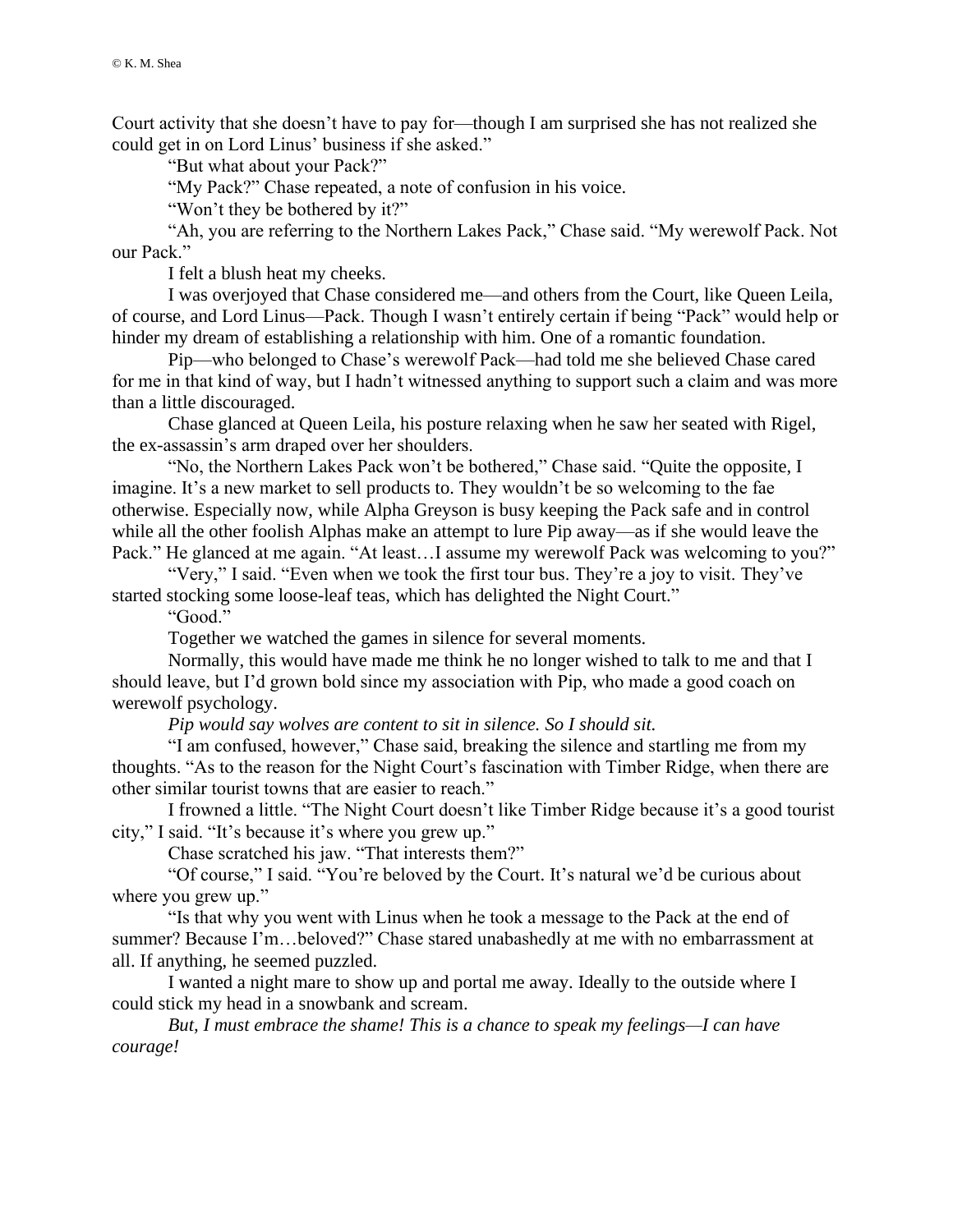Court activity that she doesn't have to pay for—though I am surprised she has not realized she could get in on Lord Linus' business if she asked."

"But what about your Pack?"

"My Pack?" Chase repeated, a note of confusion in his voice.

"Won't they be bothered by it?"

"Ah, you are referring to the Northern Lakes Pack," Chase said. "My werewolf Pack. Not our Pack."

I felt a blush heat my cheeks.

I was overjoyed that Chase considered me—and others from the Court, like Queen Leila, of course, and Lord Linus—Pack. Though I wasn't entirely certain if being "Pack" would help or hinder my dream of establishing a relationship with him. One of a romantic foundation.

Pip—who belonged to Chase's werewolf Pack—had told me she believed Chase cared for me in that kind of way, but I hadn't witnessed anything to support such a claim and was more than a little discouraged.

Chase glanced at Queen Leila, his posture relaxing when he saw her seated with Rigel, the ex-assassin's arm draped over her shoulders.

"No, the Northern Lakes Pack won't be bothered," Chase said. "Quite the opposite, I imagine. It's a new market to sell products to. They wouldn't be so welcoming to the fae otherwise. Especially now, while Alpha Greyson is busy keeping the Pack safe and in control while all the other foolish Alphas make an attempt to lure Pip away—as if she would leave the Pack." He glanced at me again. "At least…I assume my werewolf Pack was welcoming to you?"

"Very," I said. "Even when we took the first tour bus. They're a joy to visit. They've started stocking some loose-leaf teas, which has delighted the Night Court."

"Good."

Together we watched the games in silence for several moments.

Normally, this would have made me think he no longer wished to talk to me and that I should leave, but I'd grown bold since my association with Pip, who made a good coach on werewolf psychology.

*Pip would say wolves are content to sit in silence. So I should sit.*

"I am confused, however," Chase said, breaking the silence and startling me from my thoughts. "As to the reason for the Night Court's fascination with Timber Ridge, when there are other similar tourist towns that are easier to reach."

I frowned a little. "The Night Court doesn't like Timber Ridge because it's a good tourist city," I said. "It's because it's where you grew up."

Chase scratched his jaw. "That interests them?"

"Of course," I said. "You're beloved by the Court. It's natural we'd be curious about where you grew up."

"Is that why you went with Linus when he took a message to the Pack at the end of summer? Because I'm…beloved?" Chase stared unabashedly at me with no embarrassment at all. If anything, he seemed puzzled.

I wanted a night mare to show up and portal me away. Ideally to the outside where I could stick my head in a snowbank and scream.

*But, I must embrace the shame! This is a chance to speak my feelings—I can have courage!*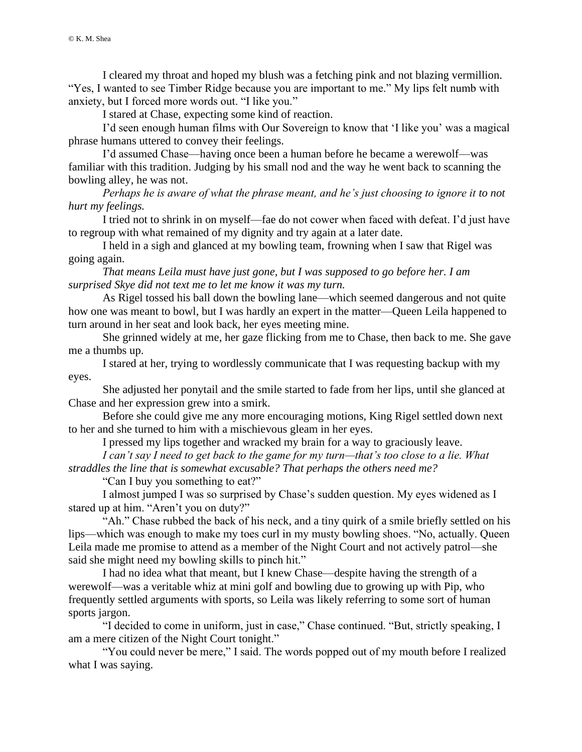I cleared my throat and hoped my blush was a fetching pink and not blazing vermillion. "Yes, I wanted to see Timber Ridge because you are important to me." My lips felt numb with anxiety, but I forced more words out. "I like you."

I stared at Chase, expecting some kind of reaction.

I'd seen enough human films with Our Sovereign to know that 'I like you' was a magical phrase humans uttered to convey their feelings.

I'd assumed Chase—having once been a human before he became a werewolf—was familiar with this tradition. Judging by his small nod and the way he went back to scanning the bowling alley, he was not.

*Perhaps he is aware of what the phrase meant, and he's just choosing to ignore it to not hurt my feelings.*

I tried not to shrink in on myself—fae do not cower when faced with defeat. I'd just have to regroup with what remained of my dignity and try again at a later date.

I held in a sigh and glanced at my bowling team, frowning when I saw that Rigel was going again.

*That means Leila must have just gone, but I was supposed to go before her. I am surprised Skye did not text me to let me know it was my turn.*

As Rigel tossed his ball down the bowling lane—which seemed dangerous and not quite how one was meant to bowl, but I was hardly an expert in the matter—Queen Leila happened to turn around in her seat and look back, her eyes meeting mine.

She grinned widely at me, her gaze flicking from me to Chase, then back to me. She gave me a thumbs up.

I stared at her, trying to wordlessly communicate that I was requesting backup with my eyes.

She adjusted her ponytail and the smile started to fade from her lips, until she glanced at Chase and her expression grew into a smirk.

Before she could give me any more encouraging motions, King Rigel settled down next to her and she turned to him with a mischievous gleam in her eyes.

I pressed my lips together and wracked my brain for a way to graciously leave.

*I can't say I need to get back to the game for my turn—that's too close to a lie. What straddles the line that is somewhat excusable? That perhaps the others need me?*

"Can I buy you something to eat?"

I almost jumped I was so surprised by Chase's sudden question. My eyes widened as I stared up at him. "Aren't you on duty?"

"Ah." Chase rubbed the back of his neck, and a tiny quirk of a smile briefly settled on his lips—which was enough to make my toes curl in my musty bowling shoes. "No, actually. Queen Leila made me promise to attend as a member of the Night Court and not actively patrol—she said she might need my bowling skills to pinch hit."

I had no idea what that meant, but I knew Chase—despite having the strength of a werewolf—was a veritable whiz at mini golf and bowling due to growing up with Pip, who frequently settled arguments with sports, so Leila was likely referring to some sort of human sports jargon.

"I decided to come in uniform, just in case," Chase continued. "But, strictly speaking, I am a mere citizen of the Night Court tonight."

"You could never be mere," I said. The words popped out of my mouth before I realized what I was saying.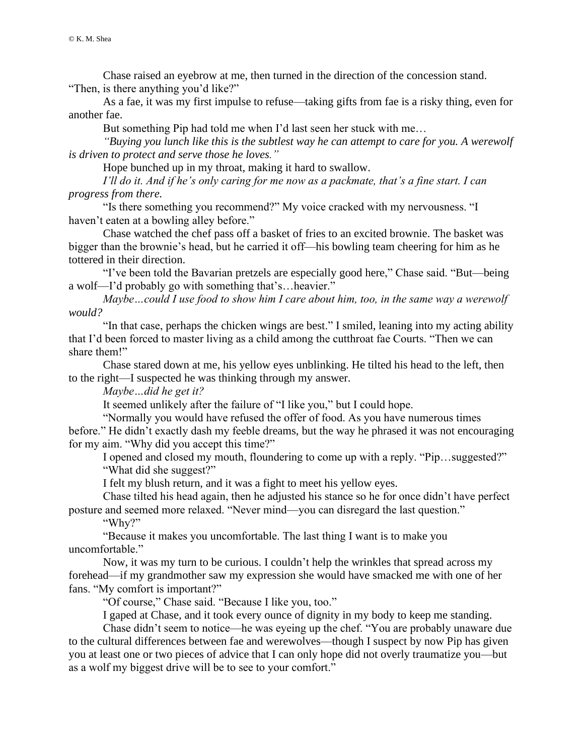Chase raised an eyebrow at me, then turned in the direction of the concession stand. "Then, is there anything you'd like?"

As a fae, it was my first impulse to refuse—taking gifts from fae is a risky thing, even for another fae.

But something Pip had told me when I'd last seen her stuck with me…

*"Buying you lunch like this is the subtlest way he can attempt to care for you. A werewolf is driven to protect and serve those he loves."*

Hope bunched up in my throat, making it hard to swallow.

*I'll do it. And if he's only caring for me now as a packmate, that's a fine start. I can progress from there.*

"Is there something you recommend?" My voice cracked with my nervousness. "I haven't eaten at a bowling alley before."

Chase watched the chef pass off a basket of fries to an excited brownie. The basket was bigger than the brownie's head, but he carried it off—his bowling team cheering for him as he tottered in their direction.

"I've been told the Bavarian pretzels are especially good here," Chase said. "But—being a wolf—I'd probably go with something that's…heavier."

*Maybe…could I use food to show him I care about him, too, in the same way a werewolf would?*

"In that case, perhaps the chicken wings are best." I smiled, leaning into my acting ability that I'd been forced to master living as a child among the cutthroat fae Courts. "Then we can share them!"

Chase stared down at me, his yellow eyes unblinking. He tilted his head to the left, then to the right—I suspected he was thinking through my answer.

*Maybe…did he get it?*

It seemed unlikely after the failure of "I like you," but I could hope.

"Normally you would have refused the offer of food. As you have numerous times before." He didn't exactly dash my feeble dreams, but the way he phrased it was not encouraging for my aim. "Why did you accept this time?"

I opened and closed my mouth, floundering to come up with a reply. "Pip…suggested?"

"What did she suggest?"

I felt my blush return, and it was a fight to meet his yellow eyes.

Chase tilted his head again, then he adjusted his stance so he for once didn't have perfect posture and seemed more relaxed. "Never mind—you can disregard the last question."

"Why?"

"Because it makes you uncomfortable. The last thing I want is to make you uncomfortable."

Now, it was my turn to be curious. I couldn't help the wrinkles that spread across my forehead—if my grandmother saw my expression she would have smacked me with one of her fans. "My comfort is important?"

"Of course," Chase said. "Because I like you, too."

I gaped at Chase, and it took every ounce of dignity in my body to keep me standing.

Chase didn't seem to notice—he was eyeing up the chef. "You are probably unaware due to the cultural differences between fae and werewolves—though I suspect by now Pip has given you at least one or two pieces of advice that I can only hope did not overly traumatize you—but as a wolf my biggest drive will be to see to your comfort."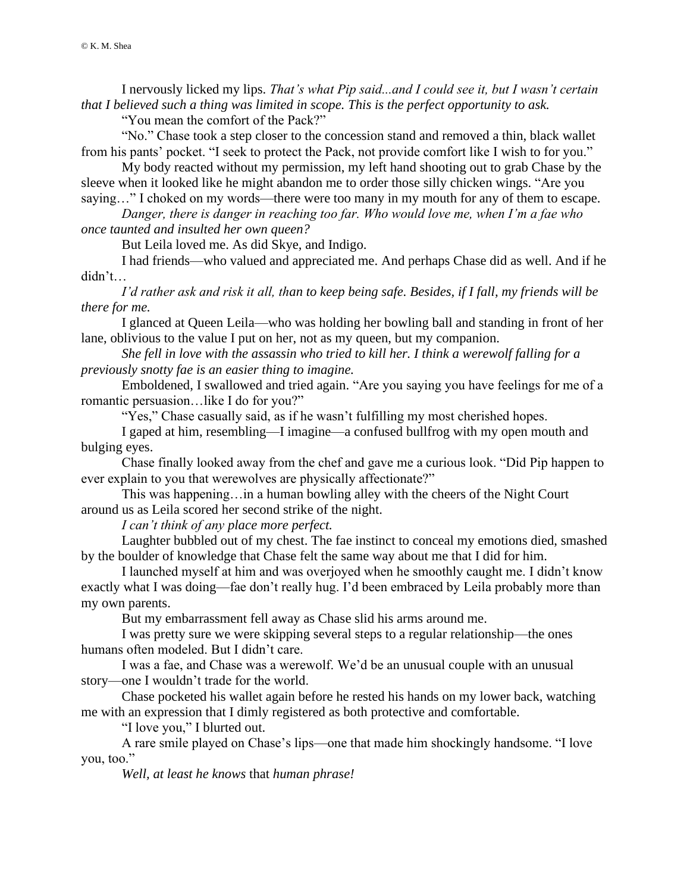I nervously licked my lips. *That's what Pip said...and I could see it, but I wasn't certain that I believed such a thing was limited in scope. This is the perfect opportunity to ask.*

"You mean the comfort of the Pack?"

"No." Chase took a step closer to the concession stand and removed a thin, black wallet from his pants' pocket. "I seek to protect the Pack, not provide comfort like I wish to for you."

My body reacted without my permission, my left hand shooting out to grab Chase by the sleeve when it looked like he might abandon me to order those silly chicken wings. "Are you saying…" I choked on my words—there were too many in my mouth for any of them to escape.

*Danger, there is danger in reaching too far. Who would love me, when I'm a fae who once taunted and insulted her own queen?*

But Leila loved me. As did Skye, and Indigo.

I had friends—who valued and appreciated me. And perhaps Chase did as well. And if he didn't…

*I'd rather ask and risk it all, than to keep being safe. Besides, if I fall, my friends will be there for me.*

I glanced at Queen Leila—who was holding her bowling ball and standing in front of her lane, oblivious to the value I put on her, not as my queen, but my companion.

*She fell in love with the assassin who tried to kill her. I think a werewolf falling for a previously snotty fae is an easier thing to imagine.*

Emboldened, I swallowed and tried again. "Are you saying you have feelings for me of a romantic persuasion…like I do for you?"

"Yes," Chase casually said, as if he wasn't fulfilling my most cherished hopes.

I gaped at him, resembling—I imagine—a confused bullfrog with my open mouth and bulging eyes.

Chase finally looked away from the chef and gave me a curious look. "Did Pip happen to ever explain to you that werewolves are physically affectionate?"

This was happening…in a human bowling alley with the cheers of the Night Court around us as Leila scored her second strike of the night.

*I can't think of any place more perfect.*

Laughter bubbled out of my chest. The fae instinct to conceal my emotions died, smashed by the boulder of knowledge that Chase felt the same way about me that I did for him.

I launched myself at him and was overjoyed when he smoothly caught me. I didn't know exactly what I was doing—fae don't really hug. I'd been embraced by Leila probably more than my own parents.

But my embarrassment fell away as Chase slid his arms around me.

I was pretty sure we were skipping several steps to a regular relationship—the ones humans often modeled. But I didn't care.

I was a fae, and Chase was a werewolf. We'd be an unusual couple with an unusual story—one I wouldn't trade for the world.

Chase pocketed his wallet again before he rested his hands on my lower back, watching me with an expression that I dimly registered as both protective and comfortable.

"I love you," I blurted out.

A rare smile played on Chase's lips—one that made him shockingly handsome. "I love you, too."

*Well, at least he knows* that *human phrase!*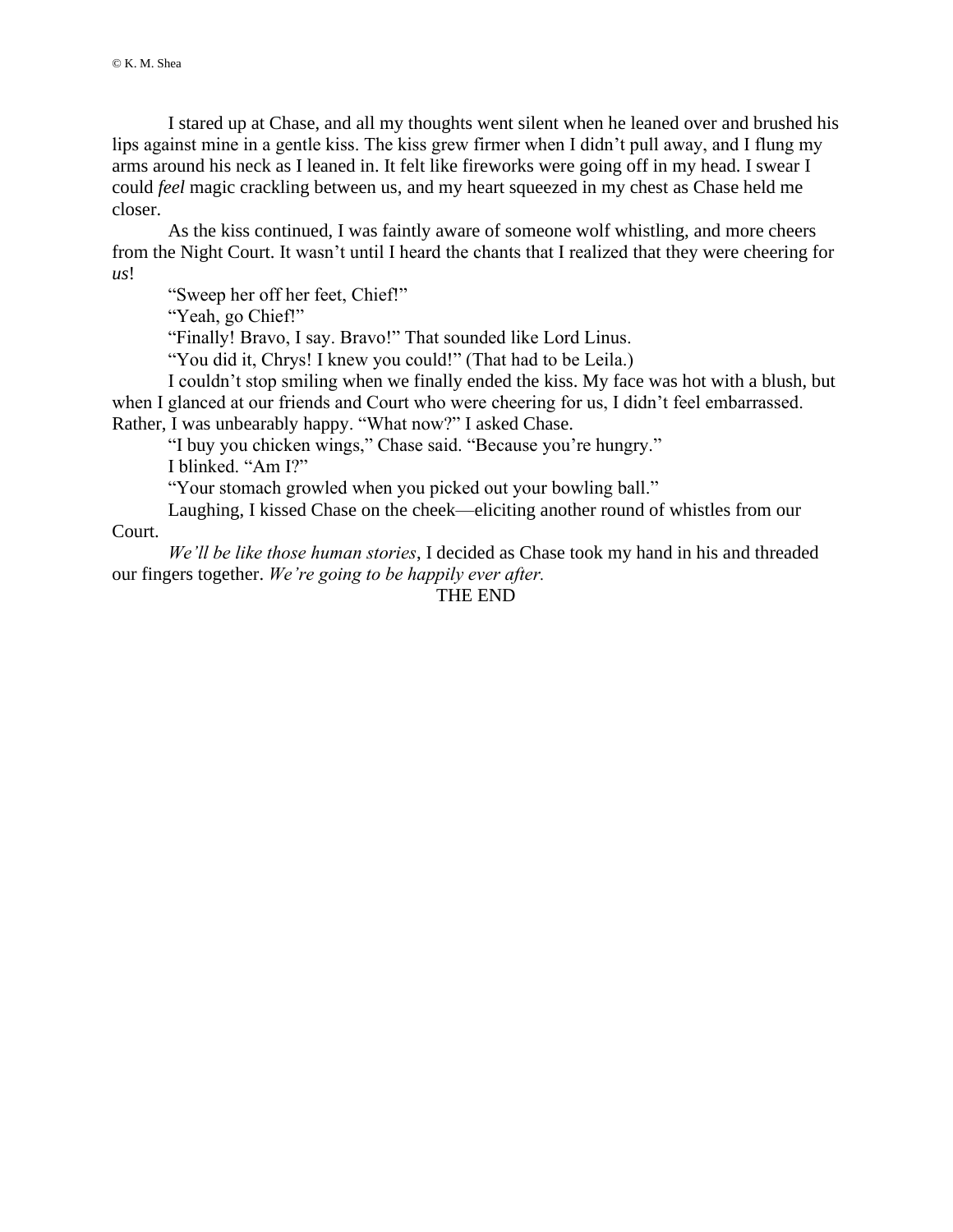I stared up at Chase, and all my thoughts went silent when he leaned over and brushed his lips against mine in a gentle kiss. The kiss grew firmer when I didn't pull away, and I flung my arms around his neck as I leaned in. It felt like fireworks were going off in my head. I swear I could *feel* magic crackling between us, and my heart squeezed in my chest as Chase held me closer.

As the kiss continued, I was faintly aware of someone wolf whistling, and more cheers from the Night Court. It wasn't until I heard the chants that I realized that they were cheering for *us*!

"Sweep her off her feet, Chief!"

"Yeah, go Chief!"

"Finally! Bravo, I say. Bravo!" That sounded like Lord Linus.

"You did it, Chrys! I knew you could!" (That had to be Leila.)

I couldn't stop smiling when we finally ended the kiss. My face was hot with a blush, but when I glanced at our friends and Court who were cheering for us, I didn't feel embarrassed. Rather, I was unbearably happy. "What now?" I asked Chase.

"I buy you chicken wings," Chase said. "Because you're hungry."

I blinked. "Am I?"

"Your stomach growled when you picked out your bowling ball."

Laughing, I kissed Chase on the cheek—eliciting another round of whistles from our Court.

*We'll be like those human stories*, I decided as Chase took my hand in his and threaded our fingers together. *We're going to be happily ever after.*

THE END